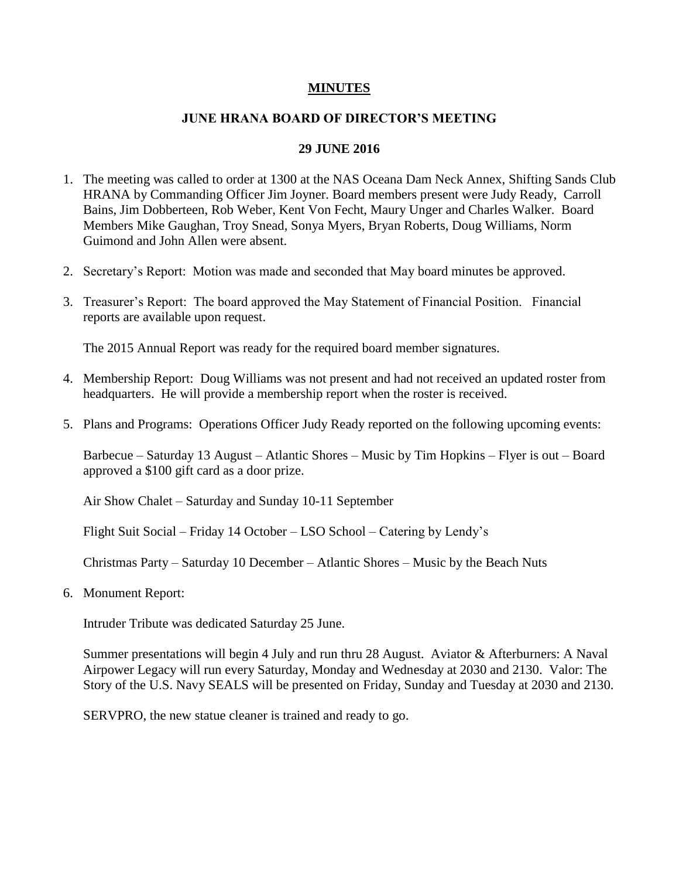**MINUTES**

**JUNE HRANA BOARD OF DIRECTOR'S MEETING**

**29 JUNE 2016**

1. The meeting was called to order at 1300 at the NAS Oceana Dam Neck Annex, Shifting Sands Club HRANA by Commanding Officer Jim Joyner. Board members present were Judy Ready, Carroll Bains, Jim Dobberteen, Rob Weber, Kent Von Fecht, Maury Unger and Charles Walker. Board Members Mike Gaughan, Troy Snead, Sonya Myers, Bryan Roberts, Doug Williams, Norm Guimond and John Allen were absent.

2. Secretary's Report: Motion was made and seconded that May board minutes be approved.

3. Treasurer's Report: The board approved the May Statement of Financial Position. Financial reports are available upon request.

   The 2015 Annual Report was ready for the required board member signatures.

4. Membership Report: Doug Williams was not present and had not received an updated roster from headquarters. He will provide a membership report when the roster is received.

5. Plans and Programs: Operations Officer Judy Ready reported on the following upcoming events:

   Barbecue – Saturday 13 August – Atlantic Shores – Music by Tim Hopkins – Flyer is out – Board approved a $100 gift card as a door prize.

   Air Show Chalet – Saturday and Sunday 10-11 September

   Flight Suit Social – Friday 14 October – LSO School – Catering by Lendy's

   Christmas Party – Saturday 10 December – Atlantic Shores – Music by the Beach Nuts

6. Monument Report:

   Intruder Tribute was dedicated Saturday 25 June.

   Summer presentations will begin 4 July and run thru 28 August. Aviator & Afterburners: A Naval Airpower Legacy will run every Saturday, Monday and Wednesday at 2030 and 2130. Valor: The Story of the U.S. Navy SEALS will be presented on Friday, Sunday and Tuesday at 2030 and 2130.

   SERVPRO, the new statue cleaner is trained and ready to go.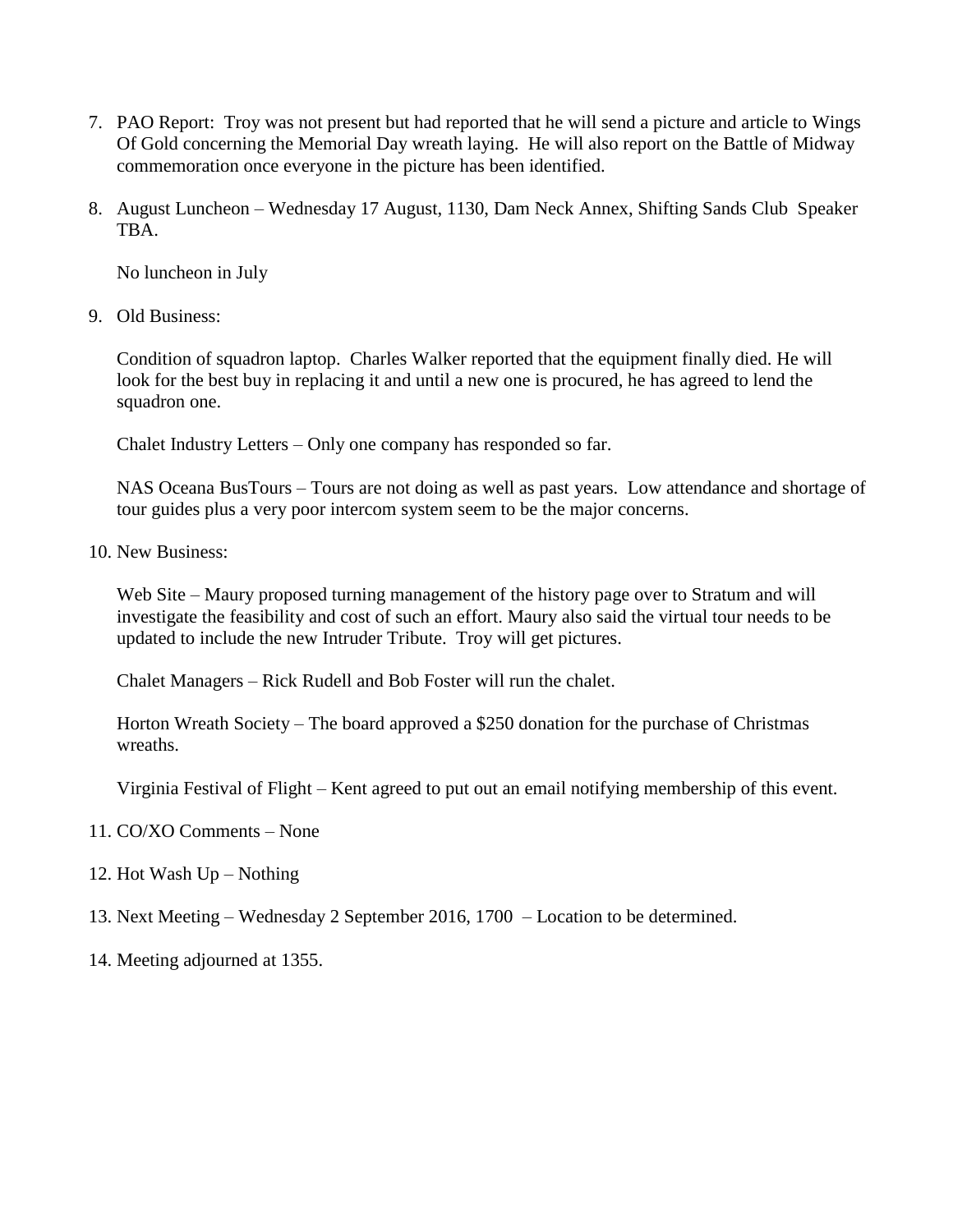7. PAO Report: Troy was not present but had reported that he will send a picture and article to Wings Of Gold concerning the Memorial Day wreath laying. He will also report on the Battle of Midway commemoration once everyone in the picture has been identified.

8. August Luncheon – Wednesday 17 August, 1130, Dam Neck Annex, Shifting Sands Club Speaker TBA.

   No luncheon in July

9. Old Business:

   Condition of squadron laptop. Charles Walker reported that the equipment finally died. He will look for the best buy in replacing it and until a new one is procured, he has agreed to lend the squadron one.

   Chalet Industry Letters – Only one company has responded so far.

   NAS Oceana BusTours – Tours are not doing as well as past years. Low attendance and shortage of tour guides plus a very poor intercom system seem to be the major concerns.

10. New Business:

    Web Site – Maury proposed turning management of the history page over to Stratum and will investigate the feasibility and cost of such an effort. Maury also said the virtual tour needs to be updated to include the new Intruder Tribute. Troy will get pictures.

    Chalet Managers – Rick Rudell and Bob Foster will run the chalet.

    Horton Wreath Society – The board approved a $250 donation for the purchase of Christmas wreaths.

    Virginia Festival of Flight – Kent agreed to put out an email notifying membership of this event.

11. CO/XO Comments – None

12. Hot Wash Up – Nothing

13. Next Meeting – Wednesday 2 September 2016, 1700 – Location to be determined.

14. Meeting adjourned at 1355.